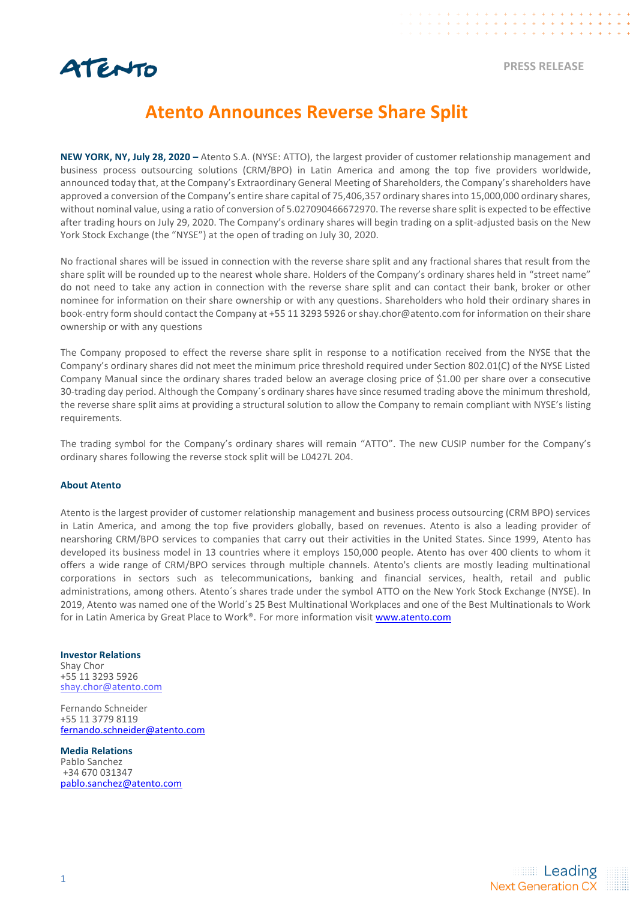PRESS RELEASE

# Atento Announces Reverse Share Split

**NEW YORK, NY, July 28, 2020 –** Atento S.A. (NYSE: ATTO), the largest provider of customer relationship management and business process outsourcing solutions (CRM/BPO) in Latin America and among the top five providers worldwide, announced today that, at the Company's Extraordinary General Meeting of Shareholders, the Company's shareholders have approved a conversion of the Company's entire share capital of 75,406,357 ordinary shares into 15,000,000 ordinary shares, without nominal value, using a ratio of conversion of 5.027090466672970. The reverse share split is expected to be effective after trading hours on July 29, 2020. The Company's ordinary shares will begin trading on a split-adjusted basis on the New York Stock Exchange (the "NYSE") at the open of trading on July 30, 2020.

No fractional shares will be issued in connection with the reverse share split and any fractional shares that result from the share split will be rounded up to the nearest whole share. Holders of the Company's ordinary shares held in "street name" do not need to take any action in connection with the reverse share split and can contact their bank, broker or other nominee for information on their share ownership or with any questions. Shareholders who hold their ordinary shares in book-entry form should contact the Company at +55 11 3293 5926 or shay.chor@atento.com for information on their share ownership or with any questions

The Company proposed to effect the reverse share split in response to a notification received from the NYSE that the Company's ordinary shares did not meet the minimum price threshold required under Section 802.01(C) of the NYSE Listed Company Manual since the ordinary shares traded below an average closing price of $1.00 per share over a consecutive 30-trading day period. Although the Company´s ordinary shares have since resumed trading above the minimum threshold, the reverse share split aims at providing a structural solution to allow the Company to remain compliant with NYSE's listing requirements.

The trading symbol for the Company's ordinary shares will remain "ATTO". The new CUSIP number for the Company's ordinary shares following the reverse stock split will be L0427L 204.

### About Atento

Atento is the largest provider of customer relationship management and business process outsourcing (CRM BPO) services in Latin America, and among the top five providers globally, based on revenues. Atento is also a leading provider of nearshoring CRM/BPO services to companies that carry out their activities in the United States. Since 1999, Atento has developed its business model in 13 countries where it employs 150,000 people. Atento has over 400 clients to whom it offers a wide range of CRM/BPO services through multiple channels. Atento's clients are mostly leading multinational corporations in sectors such as telecommunications, banking and financial services, health, retail and public administrations, among others. Atento´s shares trade under the symbol ATTO on the New York Stock Exchange (NYSE). In 2019, Atento was named one of the World´s 25 Best Multinational Workplaces and one of the Best Multinationals to Work for in Latin America by Great Place to Work®. For more information visit www.atento.com

**Investor Relations**
Shay Chor
+55 11 3293 5926
shay.chor@atento.com

Fernando Schneider
+55 11 3779 8119
fernando.schneider@atento.com

**Media Relations**
Pablo Sanchez
+34 670 031347
pablo.sanchez@atento.com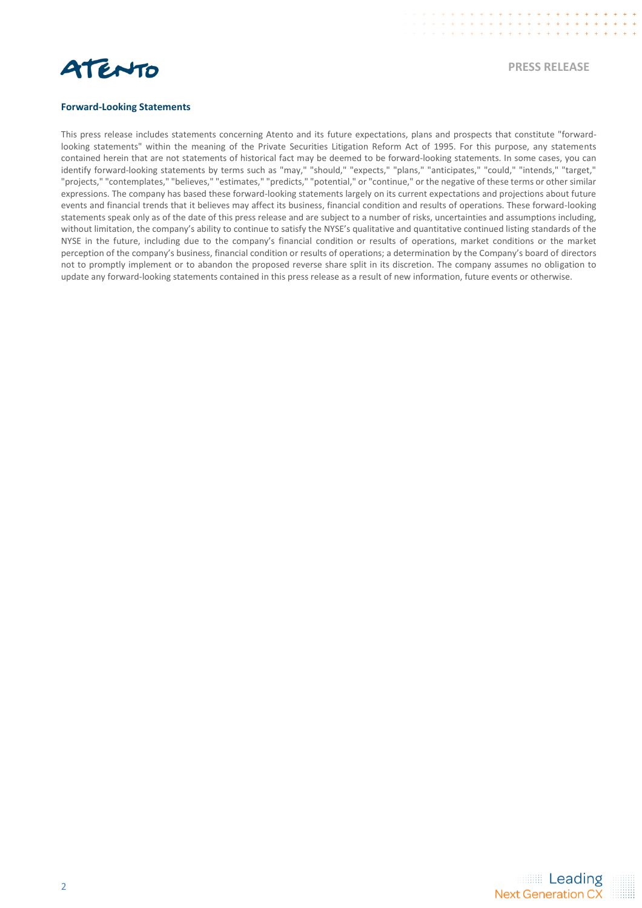### Forward-Looking Statements

This press release includes statements concerning Atento and its future expectations, plans and prospects that constitute "forward-looking statements" within the meaning of the Private Securities Litigation Reform Act of 1995. For this purpose, any statements contained herein that are not statements of historical fact may be deemed to be forward-looking statements. In some cases, you can identify forward-looking statements by terms such as "may," "should," "expects," "plans," "anticipates," "could," "intends," "target," "projects," "contemplates," "believes," "estimates," "predicts," "potential," or "continue," or the negative of these terms or other similar expressions. The company has based these forward-looking statements largely on its current expectations and projections about future events and financial trends that it believes may affect its business, financial condition and results of operations. These forward-looking statements speak only as of the date of this press release and are subject to a number of risks, uncertainties and assumptions including, without limitation, the company's ability to continue to satisfy the NYSE's qualitative and quantitative continued listing standards of the NYSE in the future, including due to the company's financial condition or results of operations, market conditions or the market perception of the company's business, financial condition or results of operations; a determination by the Company's board of directors not to promptly implement or to abandon the proposed reverse share split in its discretion. The company assumes no obligation to update any forward-looking statements contained in this press release as a result of new information, future events or otherwise.